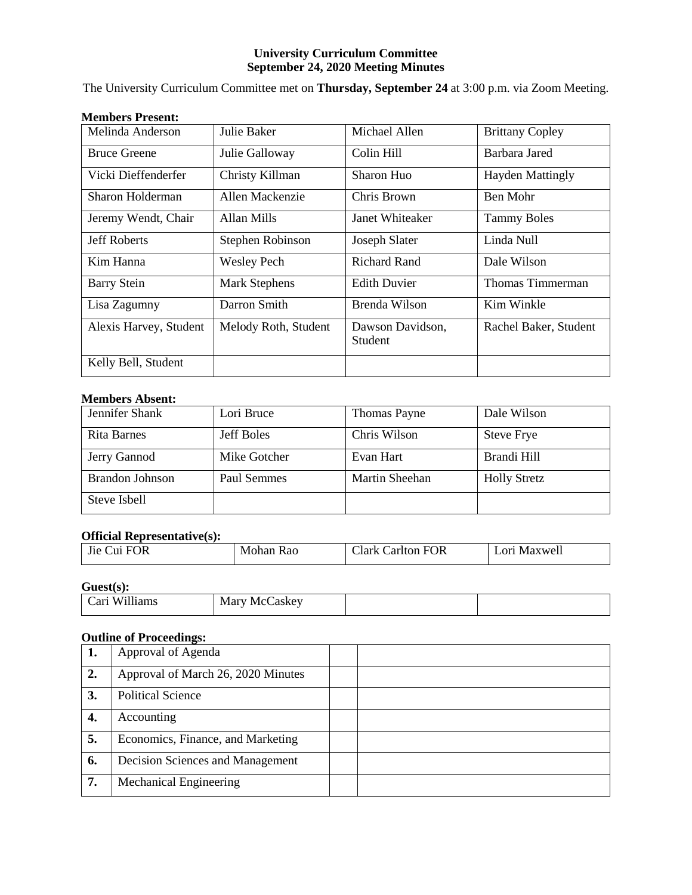**University Curriculum Committee**
**September 24, 2020 Meeting Minutes**

The University Curriculum Committee met on **Thursday, September 24** at 3:00 p.m. via Zoom Meeting.

**Members Present:**

| | | | |
|---|---|---|---|
| Melinda Anderson | Julie Baker | Michael Allen | Brittany Copley |
| Bruce Greene | Julie Galloway | Colin Hill | Barbara Jared |
| Vicki Dieffenderfer | Christy Killman | Sharon Huo | Hayden Mattingly |
| Sharon Holderman | Allen Mackenzie | Chris Brown | Ben Mohr |
| Jeremy Wendt, Chair | Allan Mills | Janet Whiteaker | Tammy Boles |
| Jeff Roberts | Stephen Robinson | Joseph Slater | Linda Null |
| Kim Hanna | Wesley Pech | Richard Rand | Dale Wilson |
| Barry Stein | Mark Stephens | Edith Duvier | Thomas Timmerman |
| Lisa Zagumny | Darron Smith | Brenda Wilson | Kim Winkle |
| Alexis Harvey, Student | Melody Roth, Student | Dawson Davidson, Student | Rachel Baker, Student |
| Kelly Bell, Student | | | |

**Members Absent:**

| | | | |
|---|---|---|---|
| Jennifer Shank | Lori Bruce | Thomas Payne | Dale Wilson |
| Rita Barnes | Jeff Boles | Chris Wilson | Steve Frye |
| Jerry Gannod | Mike Gotcher | Evan Hart | Brandi Hill |
| Brandon Johnson | Paul Semmes | Martin Sheehan | Holly Stretz |
| Steve Isbell | | | |

**Official Representative(s):**

| | | | |
|---|---|---|---|
| Jie Cui FOR | Mohan Rao | Clark Carlton FOR | Lori Maxwell |

**Guest(s):**

| | | | |
|---|---|---|---|
| Cari Williams | Mary McCaskey | | |

**Outline of Proceedings:**

| | | | |
|---|---|---|---|
| **1.** | Approval of Agenda | | |
| **2.** | Approval of March 26, 2020 Minutes | | |
| **3.** | Political Science | | |
| **4.** | Accounting | | |
| **5.** | Economics, Finance, and Marketing | | |
| **6.** | Decision Sciences and Management | | |
| **7.** | Mechanical Engineering | | |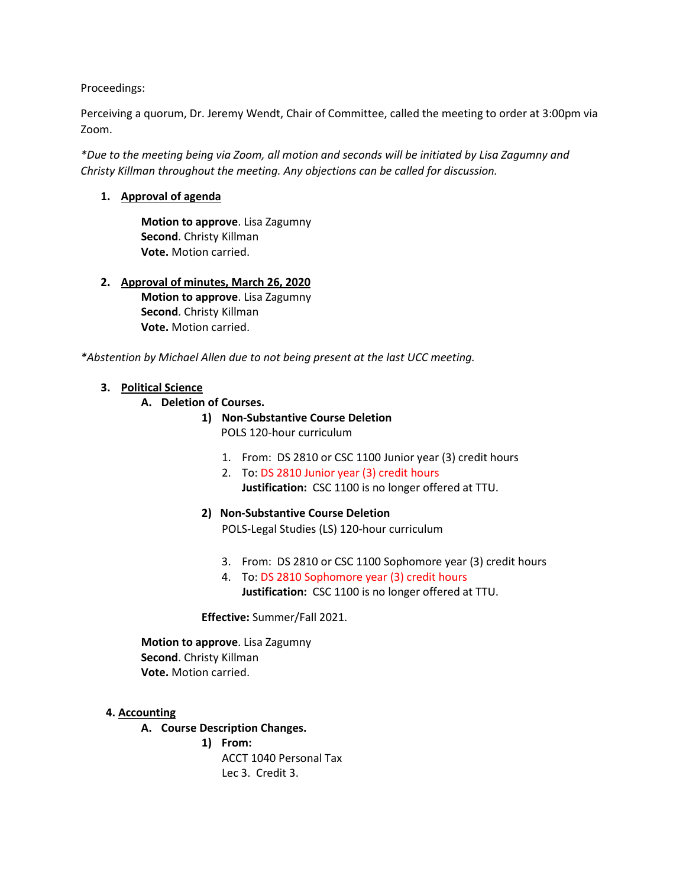Proceedings:

Perceiving a quorum, Dr. Jeremy Wendt, Chair of Committee, called the meeting to order at 3:00pm via Zoom.

*\*Due to the meeting being via Zoom, all motion and seconds will be initiated by Lisa Zagumny and Christy Killman throughout the meeting. Any objections can be called for discussion.*

1. **Approval of agenda**

   **Motion to approve**. Lisa Zagumny
   **Second**. Christy Killman
   **Vote.** Motion carried.

2. **Approval of minutes, March 26, 2020**

   **Motion to approve**. Lisa Zagumny
   **Second**. Christy Killman
   **Vote.** Motion carried.

*\*Abstention by Michael Allen due to not being present at the last UCC meeting.*

3. **Political Science**

   **A. Deletion of Courses.**

   **1) Non-Substantive Course Deletion**
   POLS 120-hour curriculum

   1. From: DS 2810 or CSC 1100 Junior year (3) credit hours
   2. To: DS 2810 Junior year (3) credit hours
      **Justification:** CSC 1100 is no longer offered at TTU.

   **2) Non-Substantive Course Deletion**
   POLS-Legal Studies (LS) 120-hour curriculum

   3. From: DS 2810 or CSC 1100 Sophomore year (3) credit hours
   4. To: DS 2810 Sophomore year (3) credit hours
      **Justification:** CSC 1100 is no longer offered at TTU.

   **Effective:** Summer/Fall 2021.

   **Motion to approve**. Lisa Zagumny
   **Second**. Christy Killman
   **Vote.** Motion carried.

4. **Accounting**

   **A. Course Description Changes.**

   **1) From:**
   ACCT 1040 Personal Tax
   Lec 3. Credit 3.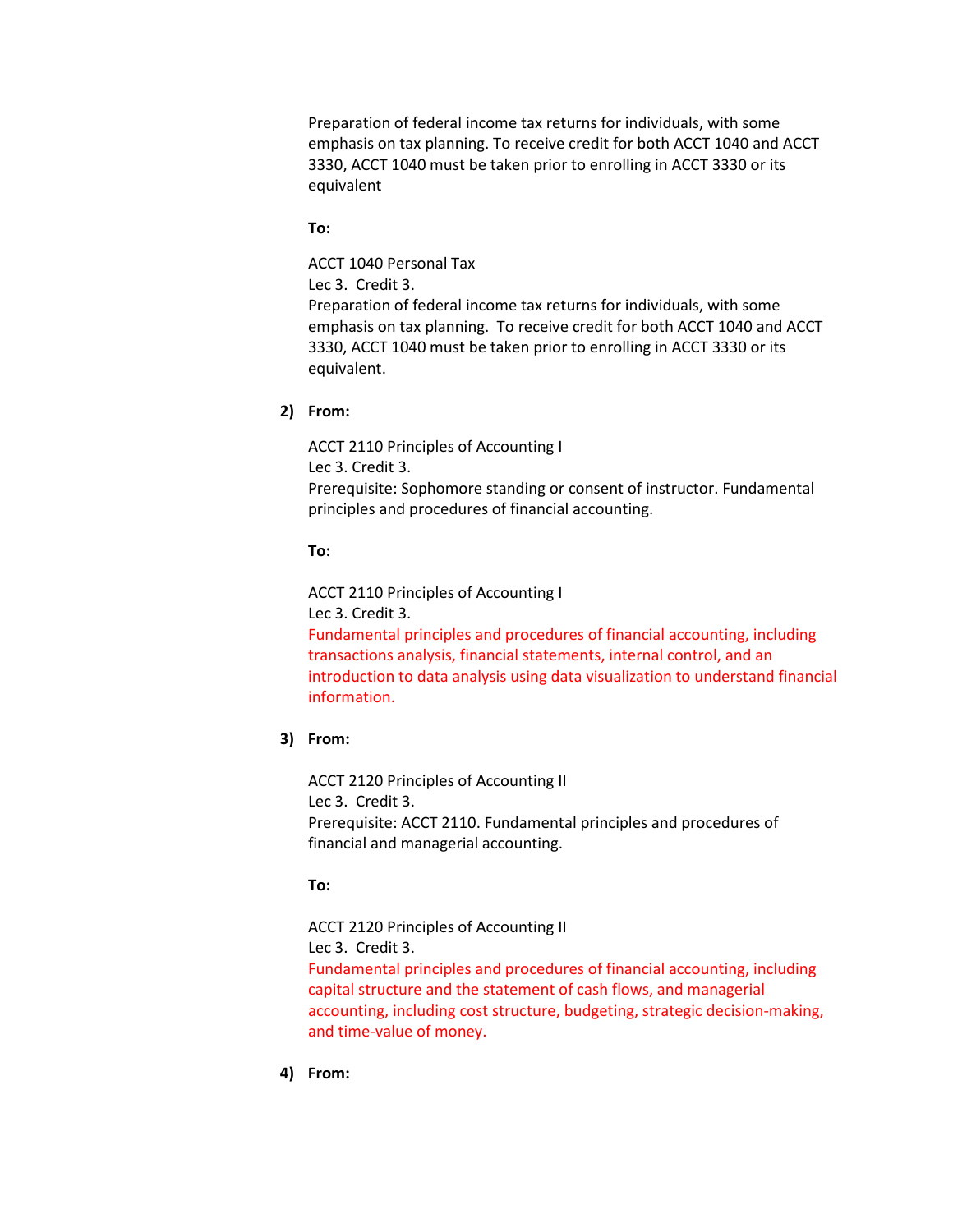Preparation of federal income tax returns for individuals, with some emphasis on tax planning. To receive credit for both ACCT 1040 and ACCT 3330, ACCT 1040 must be taken prior to enrolling in ACCT 3330 or its equivalent

**To:**

ACCT 1040 Personal Tax
Lec 3. Credit 3.
Preparation of federal income tax returns for individuals, with some emphasis on tax planning. To receive credit for both ACCT 1040 and ACCT 3330, ACCT 1040 must be taken prior to enrolling in ACCT 3330 or its equivalent.

2) **From:**

ACCT 2110 Principles of Accounting I
Lec 3. Credit 3.
Prerequisite: Sophomore standing or consent of instructor. Fundamental principles and procedures of financial accounting.

**To:**

ACCT 2110 Principles of Accounting I
Lec 3. Credit 3.
Fundamental principles and procedures of financial accounting, including transactions analysis, financial statements, internal control, and an introduction to data analysis using data visualization to understand financial information.

3) **From:**

ACCT 2120 Principles of Accounting II
Lec 3. Credit 3.
Prerequisite: ACCT 2110. Fundamental principles and procedures of financial and managerial accounting.

**To:**

ACCT 2120 Principles of Accounting II
Lec 3. Credit 3.
Fundamental principles and procedures of financial accounting, including capital structure and the statement of cash flows, and managerial accounting, including cost structure, budgeting, strategic decision-making, and time-value of money.

4) **From:**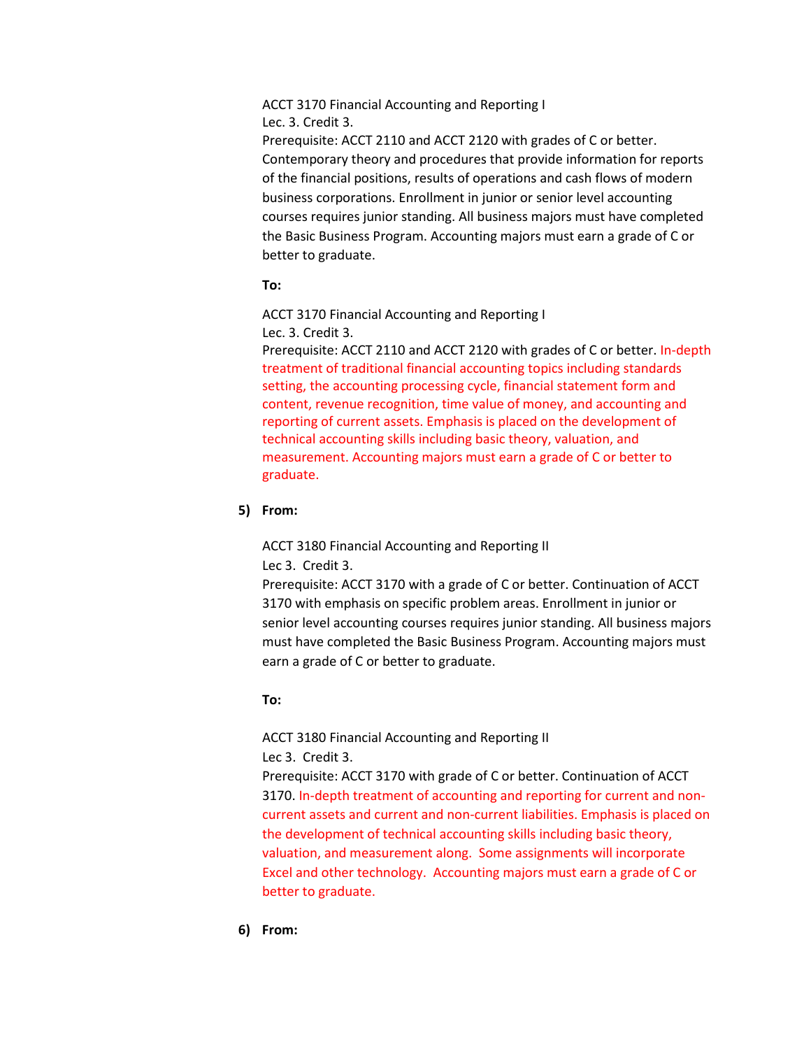ACCT 3170 Financial Accounting and Reporting I
Lec. 3. Credit 3.
Prerequisite: ACCT 2110 and ACCT 2120 with grades of C or better. Contemporary theory and procedures that provide information for reports of the financial positions, results of operations and cash flows of modern business corporations. Enrollment in junior or senior level accounting courses requires junior standing. All business majors must have completed the Basic Business Program. Accounting majors must earn a grade of C or better to graduate.

**To:**

ACCT 3170 Financial Accounting and Reporting I
Lec. 3. Credit 3.
Prerequisite: ACCT 2110 and ACCT 2120 with grades of C or better. In-depth treatment of traditional financial accounting topics including standards setting, the accounting processing cycle, financial statement form and content, revenue recognition, time value of money, and accounting and reporting of current assets. Emphasis is placed on the development of technical accounting skills including basic theory, valuation, and measurement. Accounting majors must earn a grade of C or better to graduate.

5) **From:**

ACCT 3180 Financial Accounting and Reporting II
Lec 3. Credit 3.
Prerequisite: ACCT 3170 with a grade of C or better. Continuation of ACCT 3170 with emphasis on specific problem areas. Enrollment in junior or senior level accounting courses requires junior standing. All business majors must have completed the Basic Business Program. Accounting majors must earn a grade of C or better to graduate.

**To:**

ACCT 3180 Financial Accounting and Reporting II
Lec 3. Credit 3.
Prerequisite: ACCT 3170 with grade of C or better. Continuation of ACCT 3170. In-depth treatment of accounting and reporting for current and non-current assets and current and non-current liabilities. Emphasis is placed on the development of technical accounting skills including basic theory, valuation, and measurement along. Some assignments will incorporate Excel and other technology. Accounting majors must earn a grade of C or better to graduate.

6) **From:**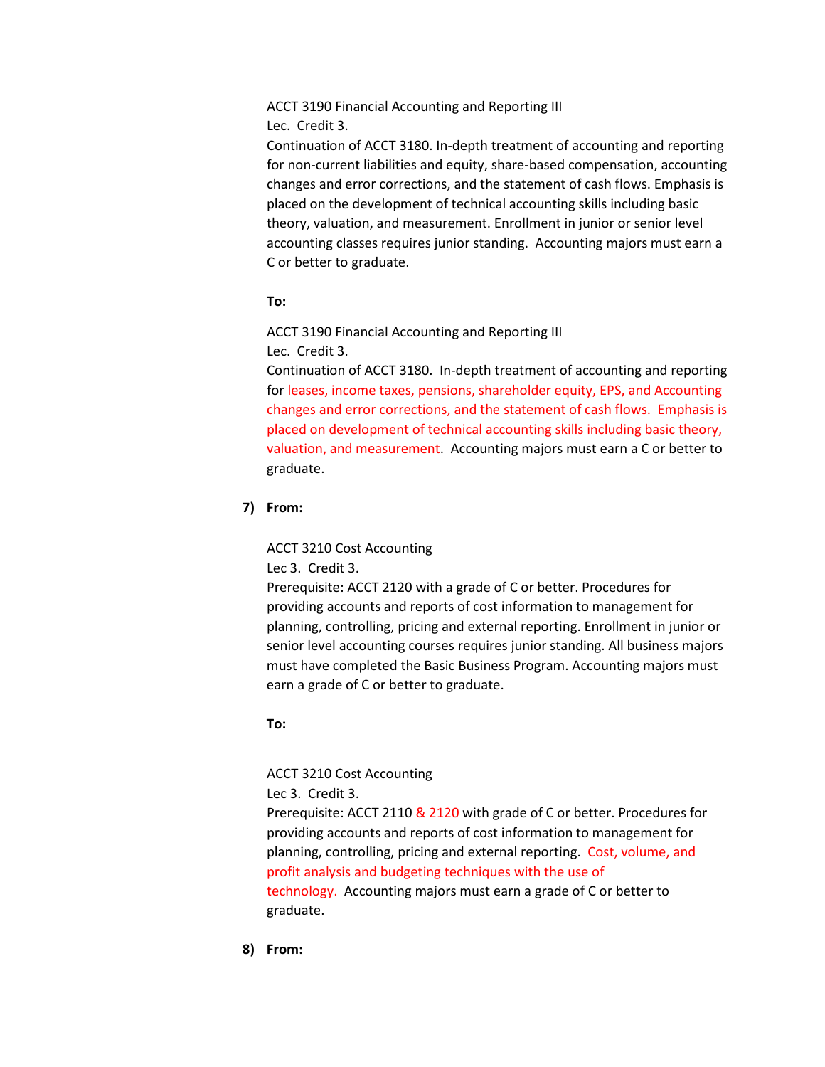ACCT 3190 Financial Accounting and Reporting III
Lec. Credit 3.
Continuation of ACCT 3180. In-depth treatment of accounting and reporting for non-current liabilities and equity, share-based compensation, accounting changes and error corrections, and the statement of cash flows. Emphasis is placed on the development of technical accounting skills including basic theory, valuation, and measurement. Enrollment in junior or senior level accounting classes requires junior standing. Accounting majors must earn a C or better to graduate.

**To:**

ACCT 3190 Financial Accounting and Reporting III
Lec. Credit 3.
Continuation of ACCT 3180. In-depth treatment of accounting and reporting for leases, income taxes, pensions, shareholder equity, EPS, and Accounting changes and error corrections, and the statement of cash flows. Emphasis is placed on development of technical accounting skills including basic theory, valuation, and measurement. Accounting majors must earn a C or better to graduate.

7) **From:**

ACCT 3210 Cost Accounting
Lec 3. Credit 3.
Prerequisite: ACCT 2120 with a grade of C or better. Procedures for providing accounts and reports of cost information to management for planning, controlling, pricing and external reporting. Enrollment in junior or senior level accounting courses requires junior standing. All business majors must have completed the Basic Business Program. Accounting majors must earn a grade of C or better to graduate.

**To:**

ACCT 3210 Cost Accounting
Lec 3. Credit 3.
Prerequisite: ACCT 2110 & 2120 with grade of C or better. Procedures for providing accounts and reports of cost information to management for planning, controlling, pricing and external reporting. Cost, volume, and profit analysis and budgeting techniques with the use of technology. Accounting majors must earn a grade of C or better to graduate.

8) **From:**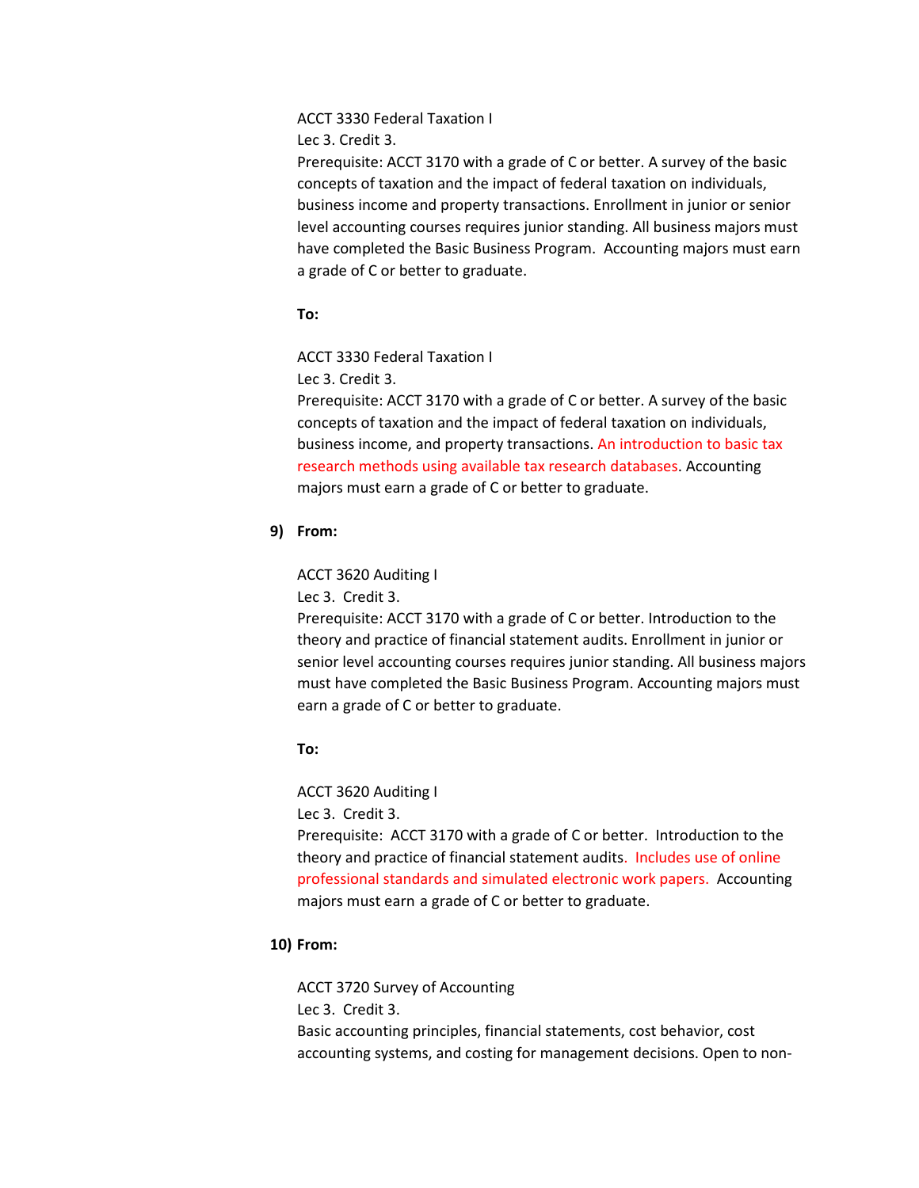ACCT 3330 Federal Taxation I

Lec 3. Credit 3.

Prerequisite: ACCT 3170 with a grade of C or better. A survey of the basic concepts of taxation and the impact of federal taxation on individuals, business income and property transactions. Enrollment in junior or senior level accounting courses requires junior standing. All business majors must have completed the Basic Business Program. Accounting majors must earn a grade of C or better to graduate.

**To:**

ACCT 3330 Federal Taxation I

Lec 3. Credit 3.

Prerequisite: ACCT 3170 with a grade of C or better. A survey of the basic concepts of taxation and the impact of federal taxation on individuals, business income, and property transactions. An introduction to basic tax research methods using available tax research databases. Accounting majors must earn a grade of C or better to graduate.

**9) From:**

ACCT 3620 Auditing I

Lec 3. Credit 3.

Prerequisite: ACCT 3170 with a grade of C or better. Introduction to the theory and practice of financial statement audits. Enrollment in junior or senior level accounting courses requires junior standing. All business majors must have completed the Basic Business Program. Accounting majors must earn a grade of C or better to graduate.

**To:**

ACCT 3620 Auditing I

Lec 3. Credit 3.

Prerequisite: ACCT 3170 with a grade of C or better. Introduction to the theory and practice of financial statement audits. Includes use of online professional standards and simulated electronic work papers. Accounting majors must earn a grade of C or better to graduate.

**10) From:**

ACCT 3720 Survey of Accounting

Lec 3. Credit 3.

Basic accounting principles, financial statements, cost behavior, cost accounting systems, and costing for management decisions. Open to non-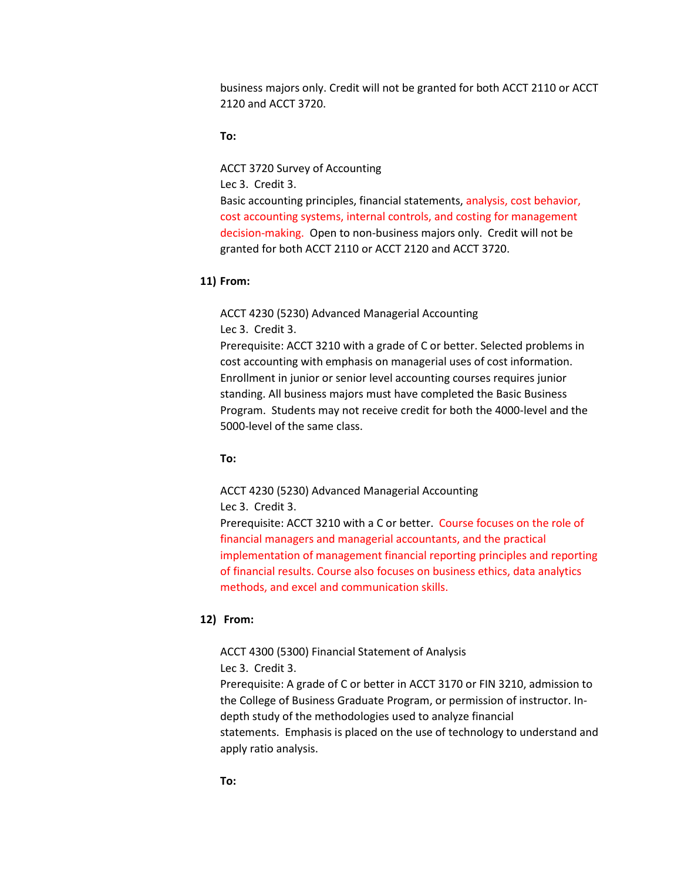business majors only. Credit will not be granted for both ACCT 2110 or ACCT 2120 and ACCT 3720.

**To:**

ACCT 3720 Survey of Accounting
Lec 3. Credit 3.
Basic accounting principles, financial statements, analysis, cost behavior, cost accounting systems, internal controls, and costing for management decision-making. Open to non-business majors only. Credit will not be granted for both ACCT 2110 or ACCT 2120 and ACCT 3720.

**11) From:**

ACCT 4230 (5230) Advanced Managerial Accounting
Lec 3. Credit 3.
Prerequisite: ACCT 3210 with a grade of C or better. Selected problems in cost accounting with emphasis on managerial uses of cost information. Enrollment in junior or senior level accounting courses requires junior standing. All business majors must have completed the Basic Business Program. Students may not receive credit for both the 4000-level and the 5000-level of the same class.

**To:**

ACCT 4230 (5230) Advanced Managerial Accounting
Lec 3. Credit 3.
Prerequisite: ACCT 3210 with a C or better. Course focuses on the role of financial managers and managerial accountants, and the practical implementation of management financial reporting principles and reporting of financial results. Course also focuses on business ethics, data analytics methods, and excel and communication skills.

**12) From:**

ACCT 4300 (5300) Financial Statement of Analysis
Lec 3. Credit 3.
Prerequisite: A grade of C or better in ACCT 3170 or FIN 3210, admission to the College of Business Graduate Program, or permission of instructor. In-depth study of the methodologies used to analyze financial statements. Emphasis is placed on the use of technology to understand and apply ratio analysis.

**To:**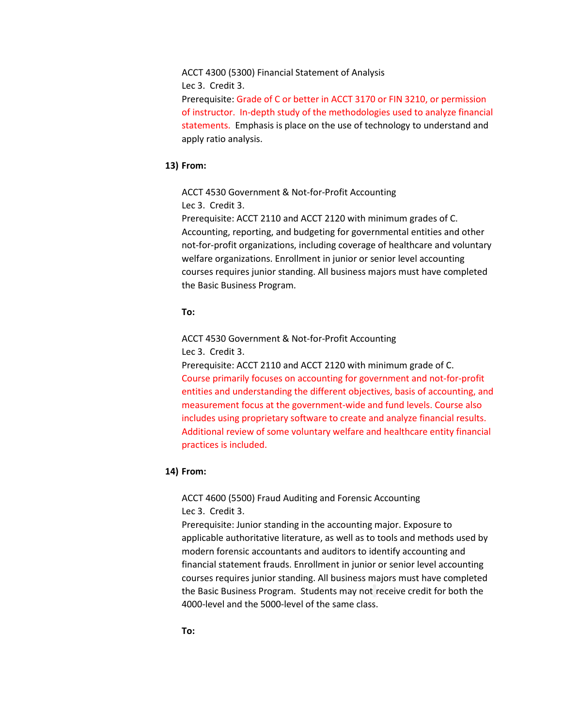ACCT 4300 (5300) Financial Statement of Analysis
Lec 3. Credit 3.
Prerequisite: Grade of C or better in ACCT 3170 or FIN 3210, or permission of instructor. In-depth study of the methodologies used to analyze financial statements. Emphasis is place on the use of technology to understand and apply ratio analysis.

**13) From:**

ACCT 4530 Government & Not-for-Profit Accounting
Lec 3. Credit 3.
Prerequisite: ACCT 2110 and ACCT 2120 with minimum grades of C. Accounting, reporting, and budgeting for governmental entities and other not-for-profit organizations, including coverage of healthcare and voluntary welfare organizations. Enrollment in junior or senior level accounting courses requires junior standing. All business majors must have completed the Basic Business Program.

**To:**

ACCT 4530 Government & Not-for-Profit Accounting
Lec 3. Credit 3.
Prerequisite: ACCT 2110 and ACCT 2120 with minimum grade of C. Course primarily focuses on accounting for government and not-for-profit entities and understanding the different objectives, basis of accounting, and measurement focus at the government-wide and fund levels. Course also includes using proprietary software to create and analyze financial results. Additional review of some voluntary welfare and healthcare entity financial practices is included.

**14) From:**

ACCT 4600 (5500) Fraud Auditing and Forensic Accounting
Lec 3. Credit 3.
Prerequisite: Junior standing in the accounting major. Exposure to applicable authoritative literature, as well as to tools and methods used by modern forensic accountants and auditors to identify accounting and financial statement frauds. Enrollment in junior or senior level accounting courses requires junior standing. All business majors must have completed the Basic Business Program. Students may not receive credit for both the 4000-level and the 5000-level of the same class.

**To:**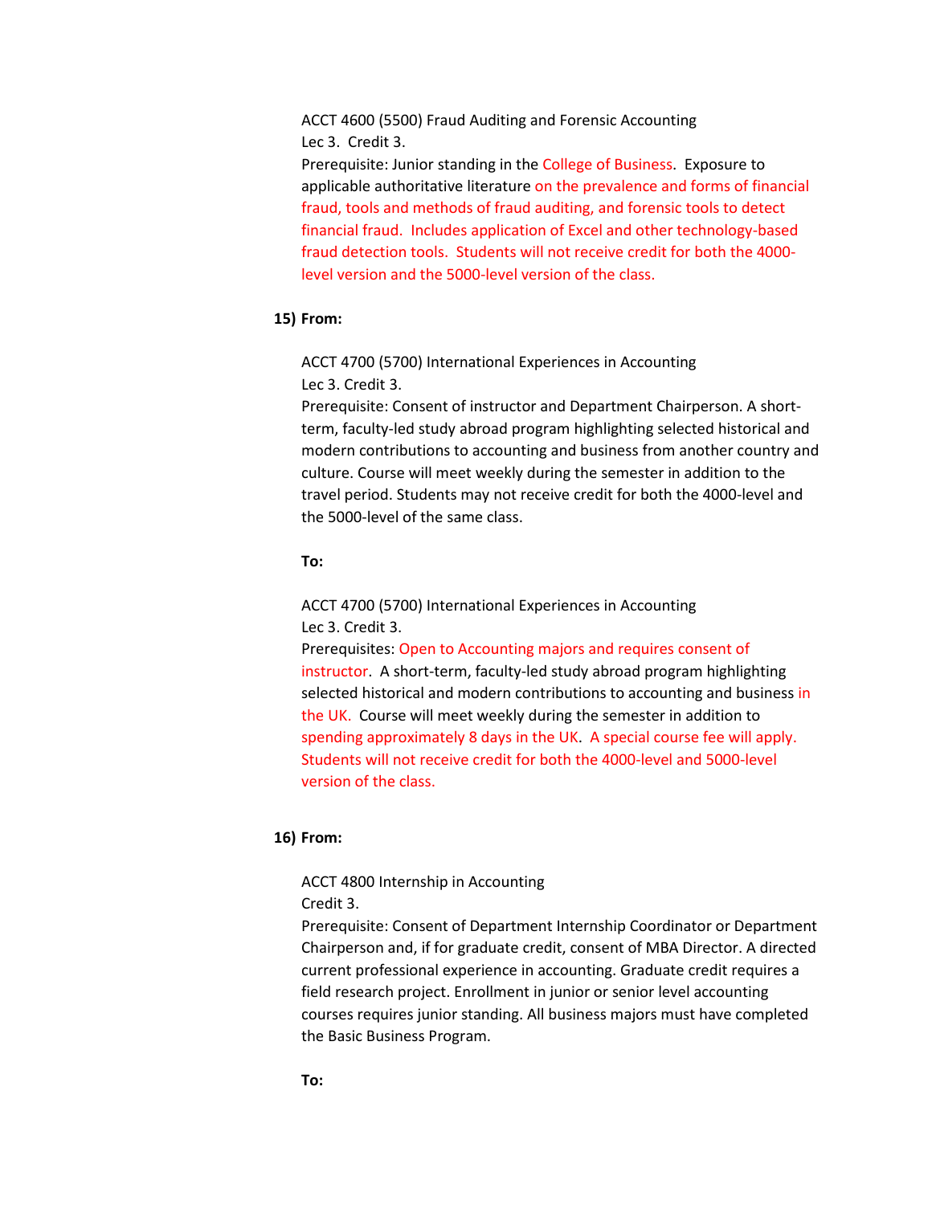ACCT 4600 (5500) Fraud Auditing and Forensic Accounting
Lec 3. Credit 3.
Prerequisite: Junior standing in the College of Business. Exposure to applicable authoritative literature on the prevalence and forms of financial fraud, tools and methods of fraud auditing, and forensic tools to detect financial fraud. Includes application of Excel and other technology-based fraud detection tools. Students will not receive credit for both the 4000-level version and the 5000-level version of the class.

**15) From:**

ACCT 4700 (5700) International Experiences in Accounting
Lec 3. Credit 3.
Prerequisite: Consent of instructor and Department Chairperson. A short-term, faculty-led study abroad program highlighting selected historical and modern contributions to accounting and business from another country and culture. Course will meet weekly during the semester in addition to the travel period. Students may not receive credit for both the 4000-level and the 5000-level of the same class.

**To:**

ACCT 4700 (5700) International Experiences in Accounting
Lec 3. Credit 3.
Prerequisites: Open to Accounting majors and requires consent of instructor. A short-term, faculty-led study abroad program highlighting selected historical and modern contributions to accounting and business in the UK. Course will meet weekly during the semester in addition to spending approximately 8 days in the UK. A special course fee will apply. Students will not receive credit for both the 4000-level and 5000-level version of the class.

**16) From:**

ACCT 4800 Internship in Accounting
Credit 3.
Prerequisite: Consent of Department Internship Coordinator or Department Chairperson and, if for graduate credit, consent of MBA Director. A directed current professional experience in accounting. Graduate credit requires a field research project. Enrollment in junior or senior level accounting courses requires junior standing. All business majors must have completed the Basic Business Program.

**To:**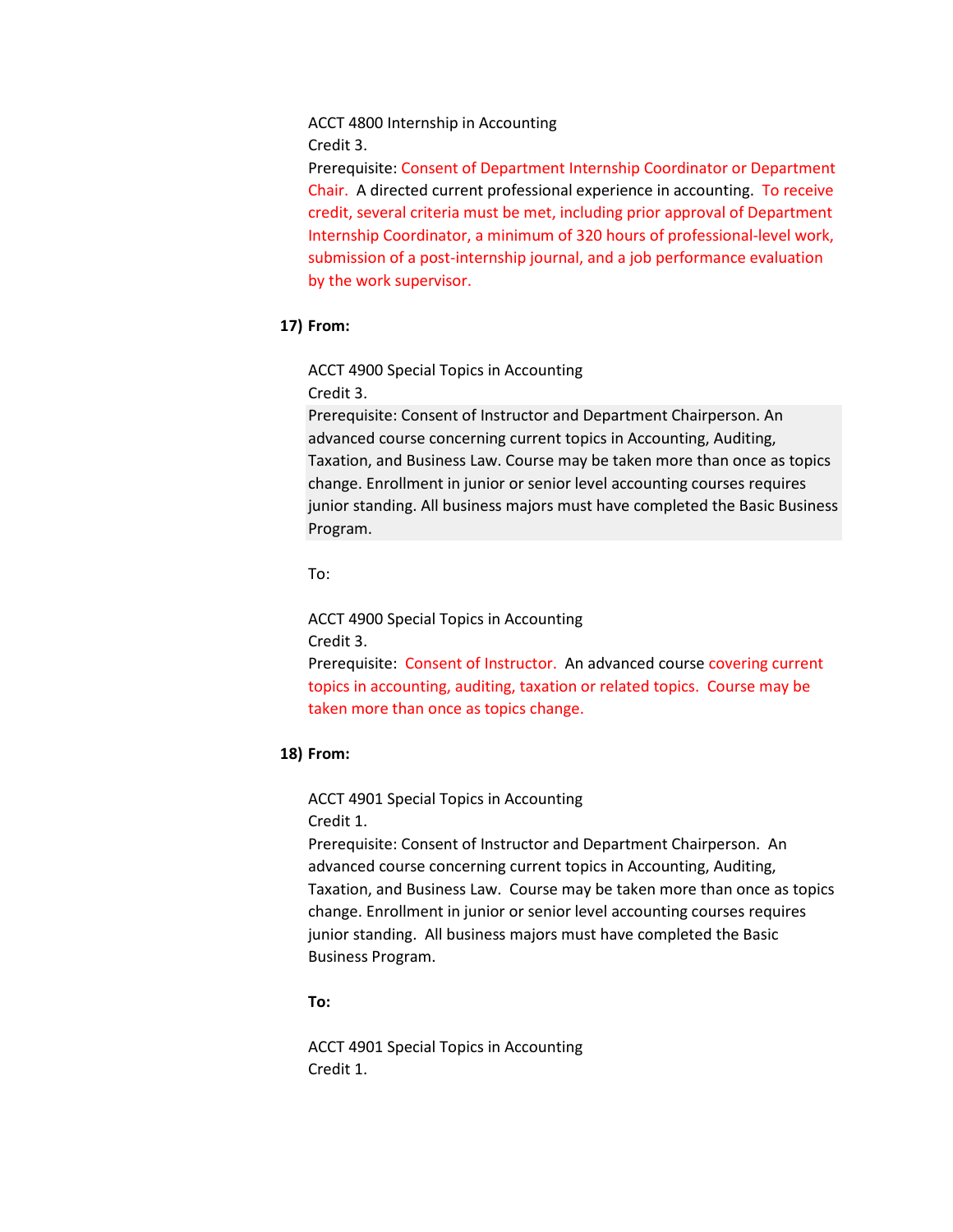ACCT 4800 Internship in Accounting
Credit 3.
Prerequisite: Consent of Department Internship Coordinator or Department Chair. A directed current professional experience in accounting. To receive credit, several criteria must be met, including prior approval of Department Internship Coordinator, a minimum of 320 hours of professional-level work, submission of a post-internship journal, and a job performance evaluation by the work supervisor.

**17) From:**

ACCT 4900 Special Topics in Accounting
Credit 3.
Prerequisite: Consent of Instructor and Department Chairperson. An advanced course concerning current topics in Accounting, Auditing, Taxation, and Business Law. Course may be taken more than once as topics change. Enrollment in junior or senior level accounting courses requires junior standing. All business majors must have completed the Basic Business Program.

To:

ACCT 4900 Special Topics in Accounting
Credit 3.
Prerequisite: Consent of Instructor. An advanced course covering current topics in accounting, auditing, taxation or related topics. Course may be taken more than once as topics change.

**18) From:**

ACCT 4901 Special Topics in Accounting
Credit 1.
Prerequisite: Consent of Instructor and Department Chairperson. An advanced course concerning current topics in Accounting, Auditing, Taxation, and Business Law. Course may be taken more than once as topics change. Enrollment in junior or senior level accounting courses requires junior standing. All business majors must have completed the Basic Business Program.

**To:**

ACCT 4901 Special Topics in Accounting
Credit 1.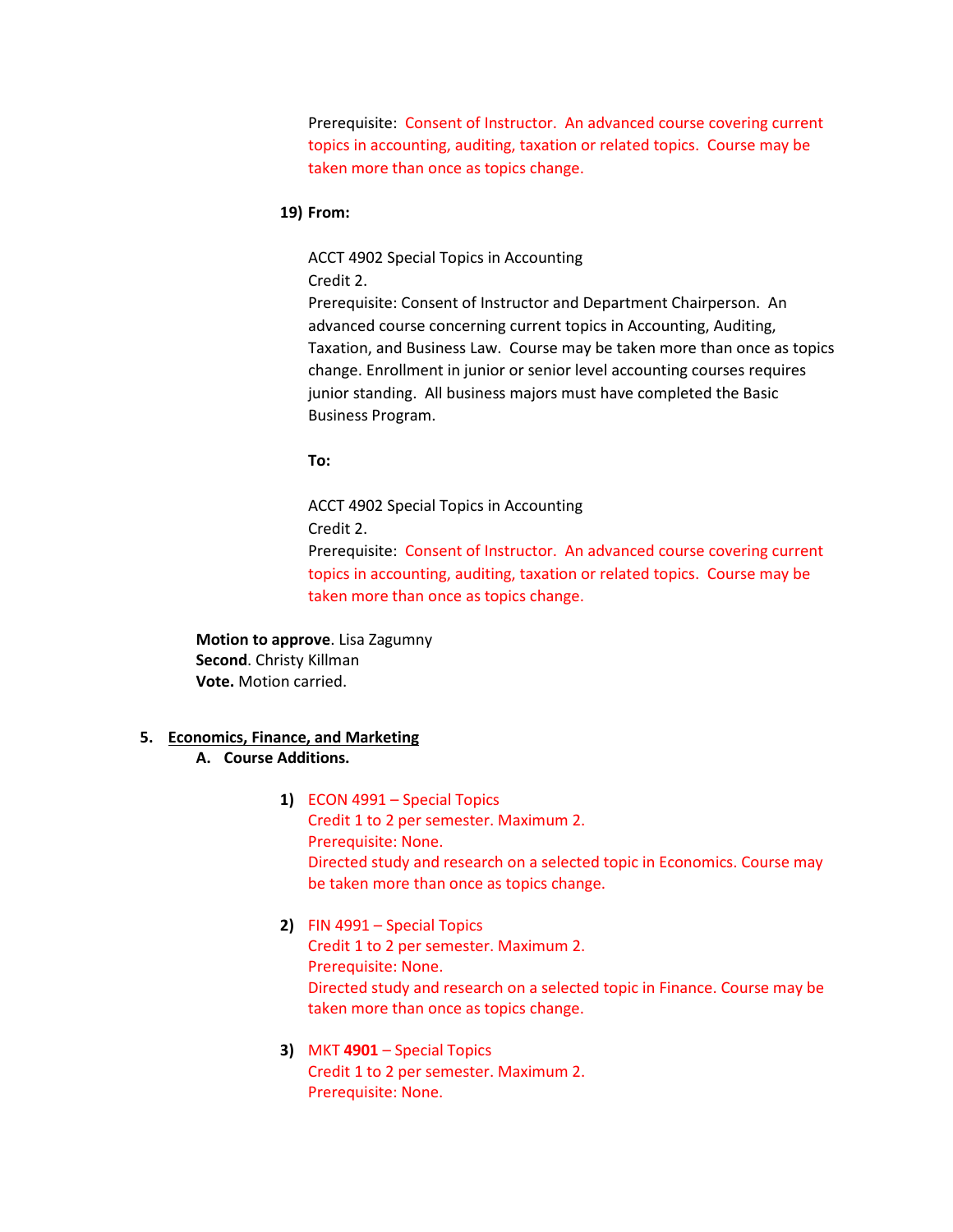Prerequisite: Consent of Instructor. An advanced course covering current topics in accounting, auditing, taxation or related topics. Course may be taken more than once as topics change.

**19) From:**

ACCT 4902 Special Topics in Accounting
Credit 2.
Prerequisite: Consent of Instructor and Department Chairperson. An advanced course concerning current topics in Accounting, Auditing, Taxation, and Business Law. Course may be taken more than once as topics change. Enrollment in junior or senior level accounting courses requires junior standing. All business majors must have completed the Basic Business Program.

**To:**

ACCT 4902 Special Topics in Accounting
Credit 2.
Prerequisite: Consent of Instructor. An advanced course covering current topics in accounting, auditing, taxation or related topics. Course may be taken more than once as topics change.

**Motion to approve**. Lisa Zagumny
**Second**. Christy Killman
**Vote.** Motion carried.

**5. <u>Economics, Finance, and Marketing</u>**

**A. Course Additions.**

**1)** ECON 4991 – Special Topics
Credit 1 to 2 per semester. Maximum 2.
Prerequisite: None.
Directed study and research on a selected topic in Economics. Course may be taken more than once as topics change.

**2)** FIN 4991 – Special Topics
Credit 1 to 2 per semester. Maximum 2.
Prerequisite: None.
Directed study and research on a selected topic in Finance. Course may be taken more than once as topics change.

**3)** MKT **4901** – Special Topics
Credit 1 to 2 per semester. Maximum 2.
Prerequisite: None.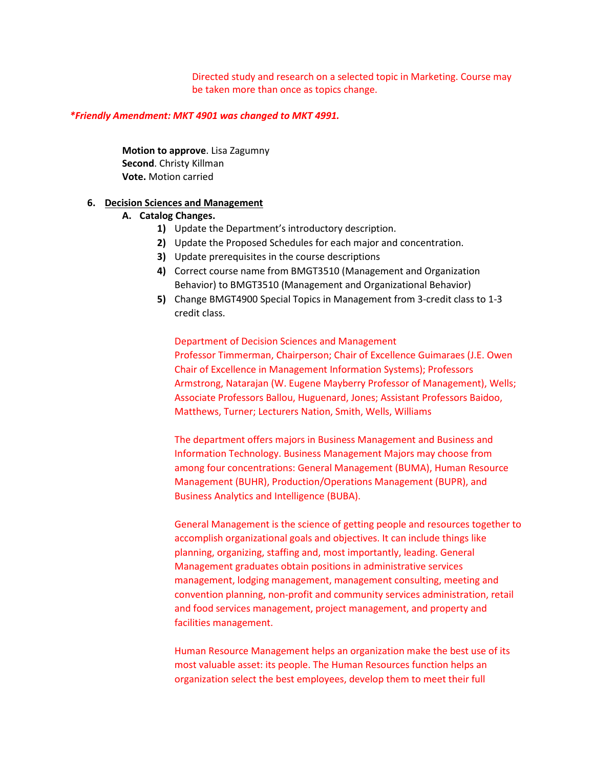Directed study and research on a selected topic in Marketing. Course may be taken more than once as topics change.

***Friendly Amendment: MKT 4901 was changed to MKT 4991.***

**Motion to approve**. Lisa Zagumny
**Second**. Christy Killman
**Vote.** Motion carried

6. **Decision Sciences and Management**

   A. **Catalog Changes.**

      1) Update the Department's introductory description.
      2) Update the Proposed Schedules for each major and concentration.
      3) Update prerequisites in the course descriptions
      4) Correct course name from BMGT3510 (Management and Organization Behavior) to BMGT3510 (Management and Organizational Behavior)
      5) Change BMGT4900 Special Topics in Management from 3-credit class to 1-3 credit class.

      Department of Decision Sciences and Management
      Professor Timmerman, Chairperson; Chair of Excellence Guimaraes (J.E. Owen Chair of Excellence in Management Information Systems); Professors Armstrong, Natarajan (W. Eugene Mayberry Professor of Management), Wells; Associate Professors Ballou, Huguenard, Jones; Assistant Professors Baidoo, Matthews, Turner; Lecturers Nation, Smith, Wells, Williams

      The department offers majors in Business Management and Business and Information Technology. Business Management Majors may choose from among four concentrations: General Management (BUMA), Human Resource Management (BUHR), Production/Operations Management (BUPR), and Business Analytics and Intelligence (BUBA).

      General Management is the science of getting people and resources together to accomplish organizational goals and objectives. It can include things like planning, organizing, staffing and, most importantly, leading. General Management graduates obtain positions in administrative services management, lodging management, management consulting, meeting and convention planning, non-profit and community services administration, retail and food services management, project management, and property and facilities management.

      Human Resource Management helps an organization make the best use of its most valuable asset: its people. The Human Resources function helps an organization select the best employees, develop them to meet their full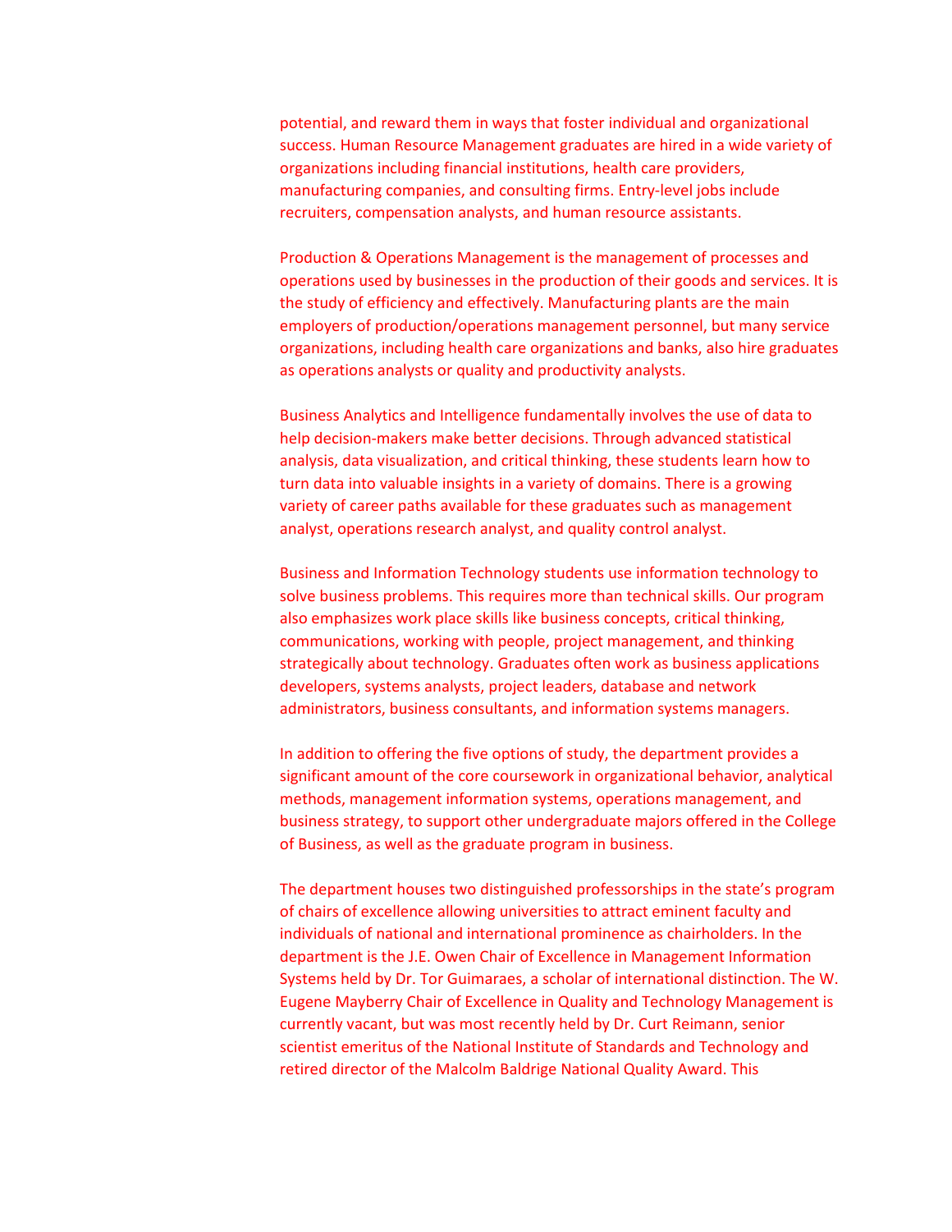potential, and reward them in ways that foster individual and organizational success. Human Resource Management graduates are hired in a wide variety of organizations including financial institutions, health care providers, manufacturing companies, and consulting firms. Entry-level jobs include recruiters, compensation analysts, and human resource assistants.

Production & Operations Management is the management of processes and operations used by businesses in the production of their goods and services. It is the study of efficiency and effectively. Manufacturing plants are the main employers of production/operations management personnel, but many service organizations, including health care organizations and banks, also hire graduates as operations analysts or quality and productivity analysts.

Business Analytics and Intelligence fundamentally involves the use of data to help decision-makers make better decisions. Through advanced statistical analysis, data visualization, and critical thinking, these students learn how to turn data into valuable insights in a variety of domains. There is a growing variety of career paths available for these graduates such as management analyst, operations research analyst, and quality control analyst.

Business and Information Technology students use information technology to solve business problems. This requires more than technical skills. Our program also emphasizes work place skills like business concepts, critical thinking, communications, working with people, project management, and thinking strategically about technology. Graduates often work as business applications developers, systems analysts, project leaders, database and network administrators, business consultants, and information systems managers.

In addition to offering the five options of study, the department provides a significant amount of the core coursework in organizational behavior, analytical methods, management information systems, operations management, and business strategy, to support other undergraduate majors offered in the College of Business, as well as the graduate program in business.

The department houses two distinguished professorships in the state's program of chairs of excellence allowing universities to attract eminent faculty and individuals of national and international prominence as chairholders. In the department is the J.E. Owen Chair of Excellence in Management Information Systems held by Dr. Tor Guimaraes, a scholar of international distinction. The W. Eugene Mayberry Chair of Excellence in Quality and Technology Management is currently vacant, but was most recently held by Dr. Curt Reimann, senior scientist emeritus of the National Institute of Standards and Technology and retired director of the Malcolm Baldrige National Quality Award. This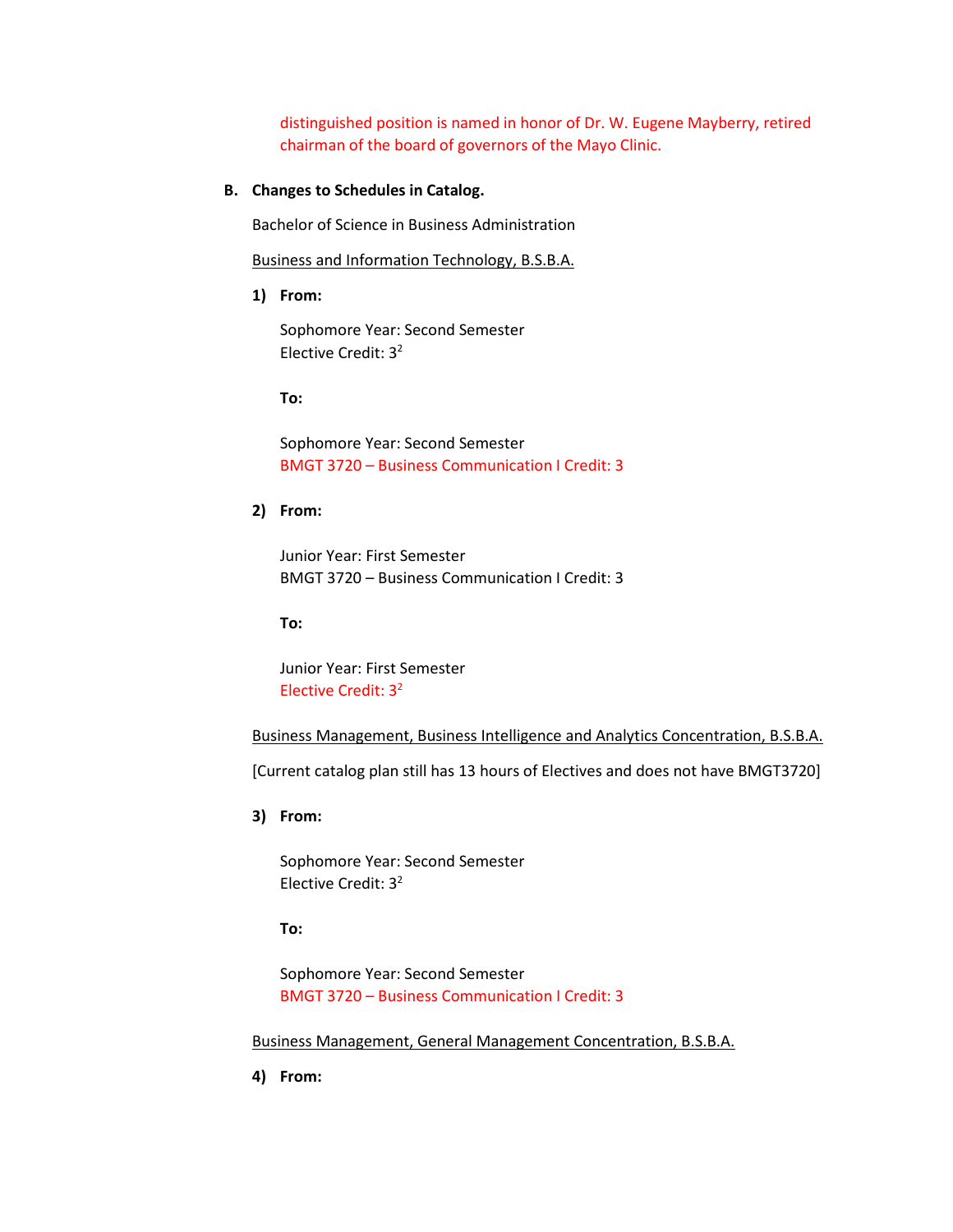distinguished position is named in honor of Dr. W. Eugene Mayberry, retired chairman of the board of governors of the Mayo Clinic.

**B. Changes to Schedules in Catalog.**

Bachelor of Science in Business Administration

Business and Information Technology, B.S.B.A.

**1) From:**

Sophomore Year: Second Semester
Elective Credit: 3[2]

**To:**

Sophomore Year: Second Semester
BMGT 3720 – Business Communication I Credit: 3

**2) From:**

Junior Year: First Semester
BMGT 3720 – Business Communication I Credit: 3

**To:**

Junior Year: First Semester
Elective Credit: 3[2]

Business Management, Business Intelligence and Analytics Concentration, B.S.B.A.

[Current catalog plan still has 13 hours of Electives and does not have BMGT3720]

**3) From:**

Sophomore Year: Second Semester
Elective Credit: 3[2]

**To:**

Sophomore Year: Second Semester
BMGT 3720 – Business Communication I Credit: 3

Business Management, General Management Concentration, B.S.B.A.

**4) From:**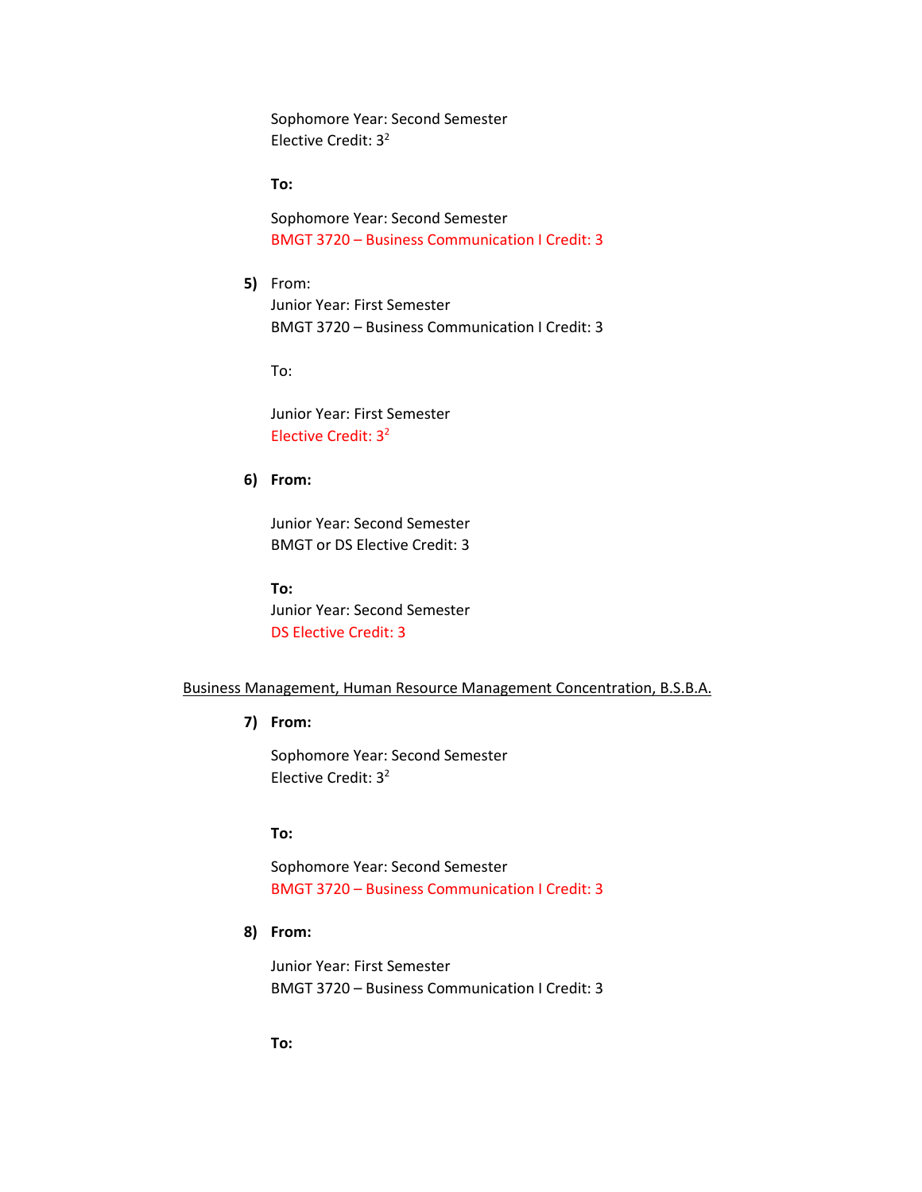Sophomore Year: Second Semester
Elective Credit: 3[2]

**To:**

Sophomore Year: Second Semester
BMGT 3720 – Business Communication I Credit: 3

**5)** From:
Junior Year: First Semester
BMGT 3720 – Business Communication I Credit: 3

To:

Junior Year: First Semester
Elective Credit: 3[2]

**6)** **From:**

Junior Year: Second Semester
BMGT or DS Elective Credit: 3

**To:**
Junior Year: Second Semester
DS Elective Credit: 3

Business Management, Human Resource Management Concentration, B.S.B.A.

**7)** **From:**

Sophomore Year: Second Semester
Elective Credit: 3[2]

**To:**

Sophomore Year: Second Semester
BMGT 3720 – Business Communication I Credit: 3

**8)** **From:**

Junior Year: First Semester
BMGT 3720 – Business Communication I Credit: 3

**To:**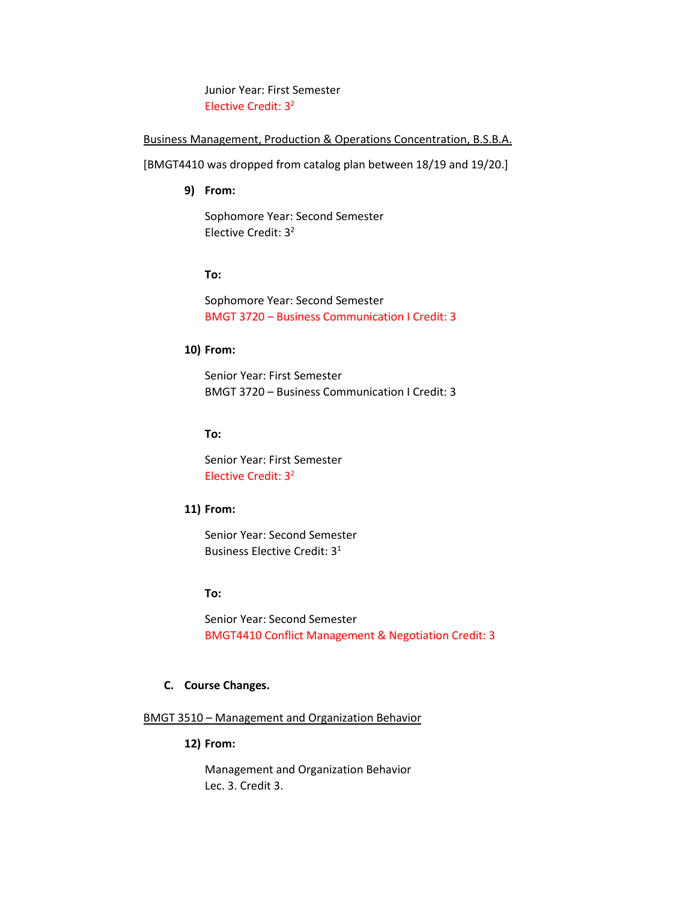Junior Year: First Semester
Elective Credit: 3[2]

Business Management, Production & Operations Concentration, B.S.B.A.

[BMGT4410 was dropped from catalog plan between 18/19 and 19/20.]

**9) From:**

Sophomore Year: Second Semester
Elective Credit: 3[2]

**To:**

Sophomore Year: Second Semester
BMGT 3720 – Business Communication I Credit: 3

**10) From:**

Senior Year: First Semester
BMGT 3720 – Business Communication I Credit: 3

**To:**

Senior Year: First Semester
Elective Credit: 3[2]

**11) From:**

Senior Year: Second Semester
Business Elective Credit: 3[1]

**To:**

Senior Year: Second Semester
BMGT4410 Conflict Management & Negotiation Credit: 3

**C. Course Changes.**

BMGT 3510 – Management and Organization Behavior

**12) From:**

Management and Organization Behavior
Lec. 3. Credit 3.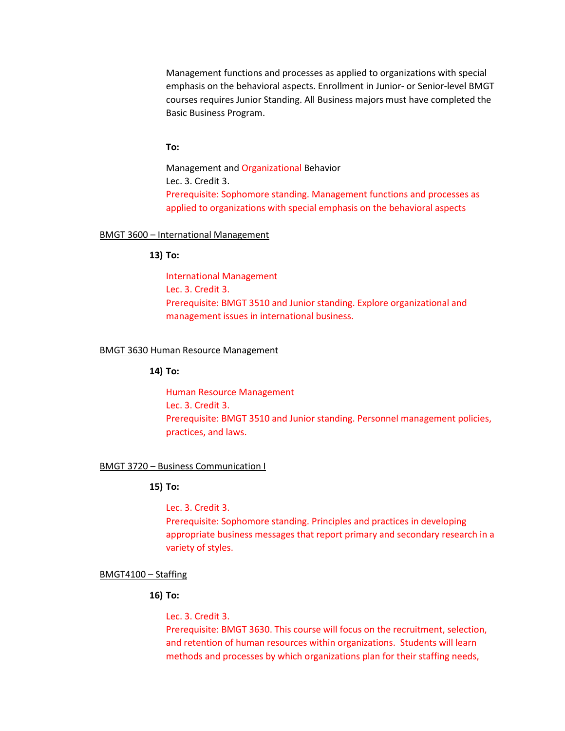Management functions and processes as applied to organizations with special emphasis on the behavioral aspects. Enrollment in Junior- or Senior-level BMGT courses requires Junior Standing. All Business majors must have completed the Basic Business Program.

**To:**

Management and Organizational Behavior
Lec. 3. Credit 3.
Prerequisite: Sophomore standing. Management functions and processes as applied to organizations with special emphasis on the behavioral aspects

BMGT 3600 – International Management

**13) To:**

International Management
Lec. 3. Credit 3.
Prerequisite: BMGT 3510 and Junior standing. Explore organizational and management issues in international business.

BMGT 3630 Human Resource Management

**14) To:**

Human Resource Management
Lec. 3. Credit 3.
Prerequisite: BMGT 3510 and Junior standing. Personnel management policies, practices, and laws.

BMGT 3720 – Business Communication I

**15) To:**

Lec. 3. Credit 3.
Prerequisite: Sophomore standing. Principles and practices in developing appropriate business messages that report primary and secondary research in a variety of styles.

BMGT4100 – Staffing

**16) To:**

Lec. 3. Credit 3.
Prerequisite: BMGT 3630. This course will focus on the recruitment, selection, and retention of human resources within organizations. Students will learn methods and processes by which organizations plan for their staffing needs,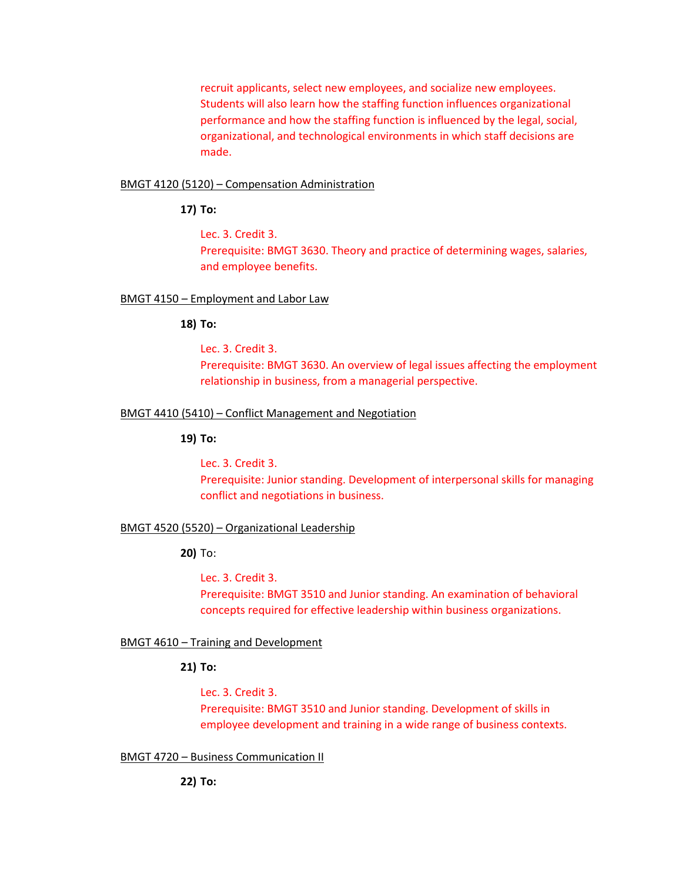recruit applicants, select new employees, and socialize new employees. Students will also learn how the staffing function influences organizational performance and how the staffing function is influenced by the legal, social, organizational, and technological environments in which staff decisions are made.

BMGT 4120 (5120) – Compensation Administration

**17) To:**

Lec. 3. Credit 3.
Prerequisite: BMGT 3630. Theory and practice of determining wages, salaries, and employee benefits.

BMGT 4150 – Employment and Labor Law

**18) To:**

Lec. 3. Credit 3.
Prerequisite: BMGT 3630. An overview of legal issues affecting the employment relationship in business, from a managerial perspective.

BMGT 4410 (5410) – Conflict Management and Negotiation

**19) To:**

Lec. 3. Credit 3.
Prerequisite: Junior standing. Development of interpersonal skills for managing conflict and negotiations in business.

BMGT 4520 (5520) – Organizational Leadership

**20)** To:

Lec. 3. Credit 3.
Prerequisite: BMGT 3510 and Junior standing. An examination of behavioral concepts required for effective leadership within business organizations.

BMGT 4610 – Training and Development

**21) To:**

Lec. 3. Credit 3.
Prerequisite: BMGT 3510 and Junior standing. Development of skills in employee development and training in a wide range of business contexts.

BMGT 4720 – Business Communication II

**22) To:**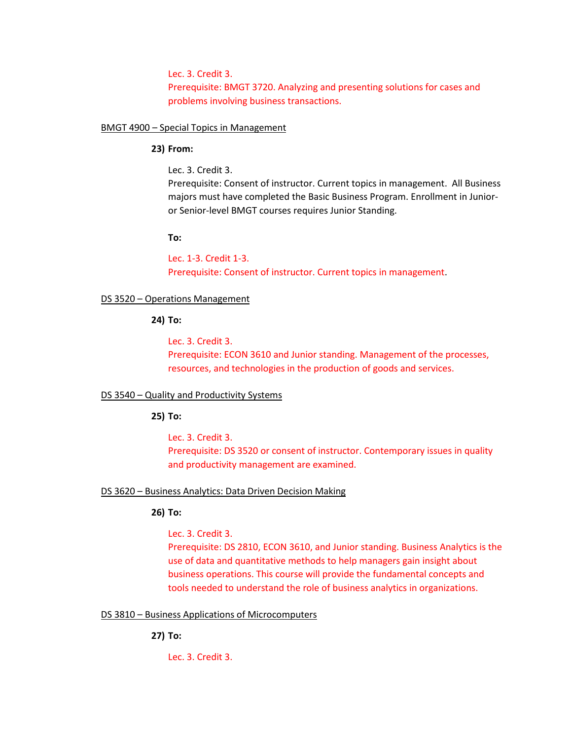Lec. 3. Credit 3.
Prerequisite: BMGT 3720. Analyzing and presenting solutions for cases and problems involving business transactions.

BMGT 4900 – Special Topics in Management

**23) From:**

Lec. 3. Credit 3.
Prerequisite: Consent of instructor. Current topics in management. All Business majors must have completed the Basic Business Program. Enrollment in Junior- or Senior-level BMGT courses requires Junior Standing.

**To:**

Lec. 1-3. Credit 1-3.
Prerequisite: Consent of instructor. Current topics in management.

DS 3520 – Operations Management

**24) To:**

Lec. 3. Credit 3.
Prerequisite: ECON 3610 and Junior standing. Management of the processes, resources, and technologies in the production of goods and services.

DS 3540 – Quality and Productivity Systems

**25) To:**

Lec. 3. Credit 3.
Prerequisite: DS 3520 or consent of instructor. Contemporary issues in quality and productivity management are examined.

DS 3620 – Business Analytics: Data Driven Decision Making

**26) To:**

Lec. 3. Credit 3.
Prerequisite: DS 2810, ECON 3610, and Junior standing. Business Analytics is the use of data and quantitative methods to help managers gain insight about business operations. This course will provide the fundamental concepts and tools needed to understand the role of business analytics in organizations.

DS 3810 – Business Applications of Microcomputers

**27) To:**

Lec. 3. Credit 3.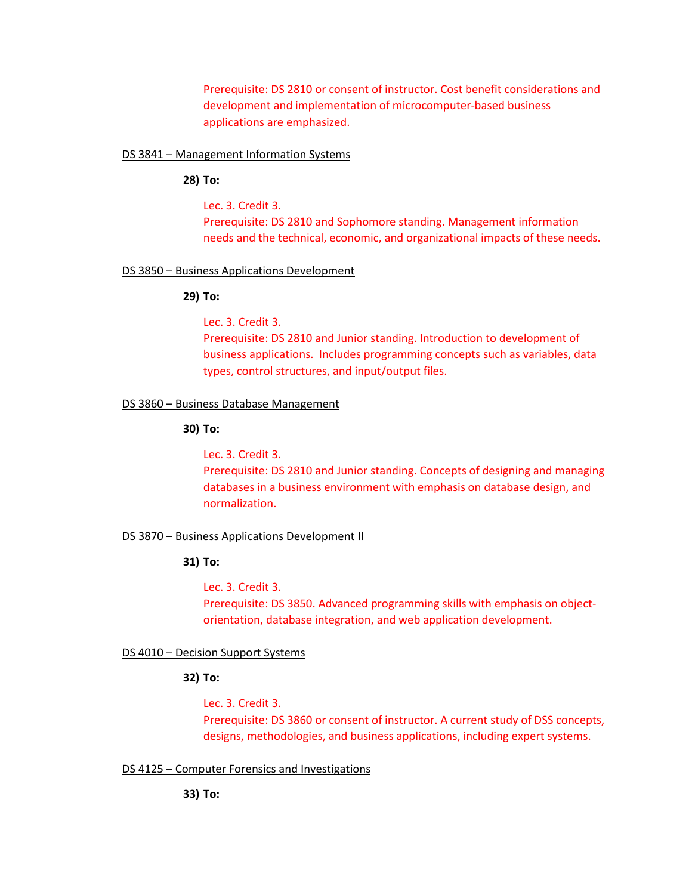Prerequisite: DS 2810 or consent of instructor. Cost benefit considerations and development and implementation of microcomputer-based business applications are emphasized.

DS 3841 – Management Information Systems

**28) To:**

Lec. 3. Credit 3.
Prerequisite: DS 2810 and Sophomore standing. Management information needs and the technical, economic, and organizational impacts of these needs.

DS 3850 – Business Applications Development

**29) To:**

Lec. 3. Credit 3.
Prerequisite: DS 2810 and Junior standing. Introduction to development of business applications. Includes programming concepts such as variables, data types, control structures, and input/output files.

DS 3860 – Business Database Management

**30) To:**

Lec. 3. Credit 3.
Prerequisite: DS 2810 and Junior standing. Concepts of designing and managing databases in a business environment with emphasis on database design, and normalization.

DS 3870 – Business Applications Development II

**31) To:**

Lec. 3. Credit 3.
Prerequisite: DS 3850. Advanced programming skills with emphasis on object-orientation, database integration, and web application development.

DS 4010 – Decision Support Systems

**32) To:**

Lec. 3. Credit 3.
Prerequisite: DS 3860 or consent of instructor. A current study of DSS concepts, designs, methodologies, and business applications, including expert systems.

DS 4125 – Computer Forensics and Investigations

**33) To:**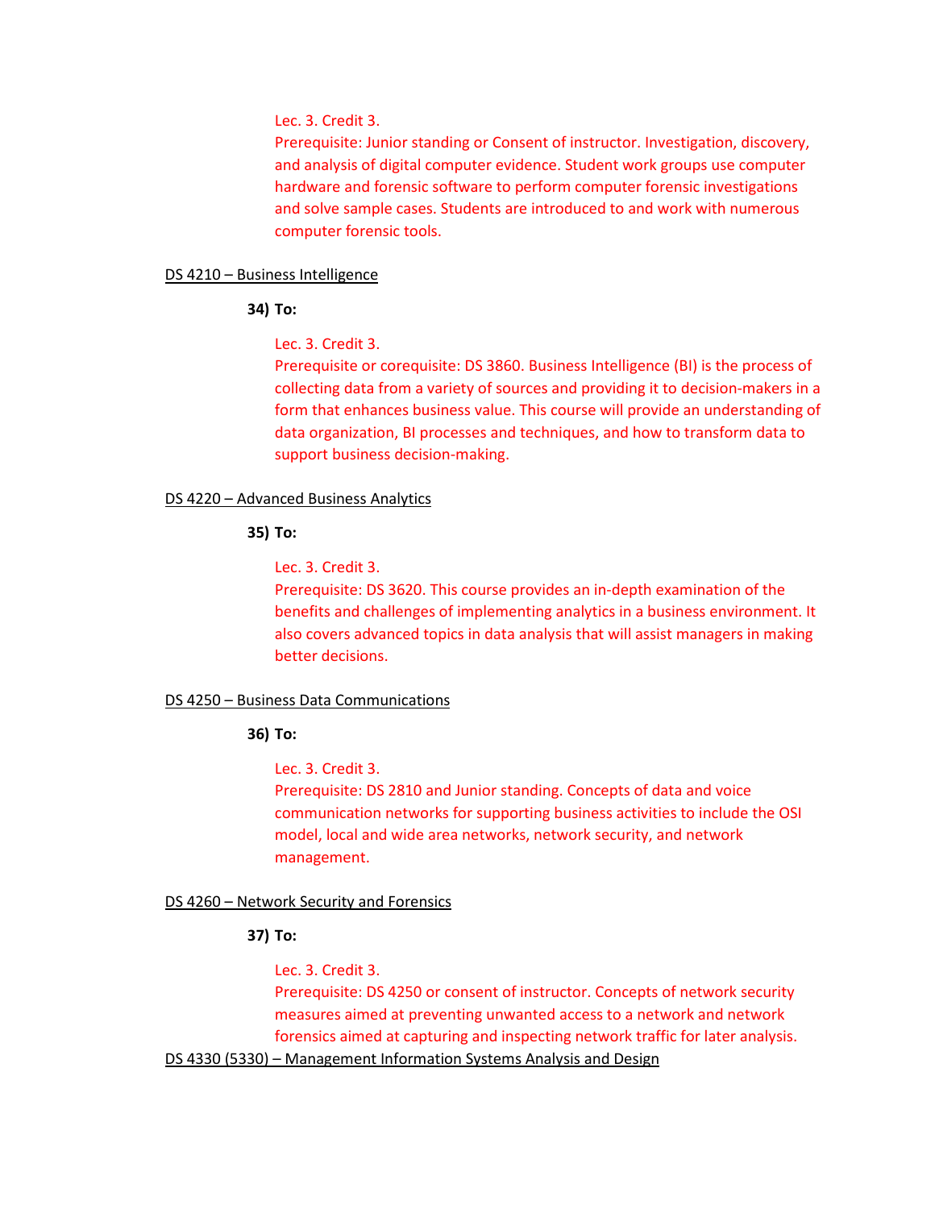Lec. 3. Credit 3.
Prerequisite: Junior standing or Consent of instructor. Investigation, discovery, and analysis of digital computer evidence. Student work groups use computer hardware and forensic software to perform computer forensic investigations and solve sample cases. Students are introduced to and work with numerous computer forensic tools.

DS 4210 – Business Intelligence

**34) To:**

Lec. 3. Credit 3.
Prerequisite or corequisite: DS 3860. Business Intelligence (BI) is the process of collecting data from a variety of sources and providing it to decision-makers in a form that enhances business value. This course will provide an understanding of data organization, BI processes and techniques, and how to transform data to support business decision-making.

DS 4220 – Advanced Business Analytics

**35) To:**

Lec. 3. Credit 3.
Prerequisite: DS 3620. This course provides an in-depth examination of the benefits and challenges of implementing analytics in a business environment. It also covers advanced topics in data analysis that will assist managers in making better decisions.

DS 4250 – Business Data Communications

**36) To:**

Lec. 3. Credit 3.
Prerequisite: DS 2810 and Junior standing. Concepts of data and voice communication networks for supporting business activities to include the OSI model, local and wide area networks, network security, and network management.

DS 4260 – Network Security and Forensics

**37) To:**

Lec. 3. Credit 3.
Prerequisite: DS 4250 or consent of instructor. Concepts of network security measures aimed at preventing unwanted access to a network and network forensics aimed at capturing and inspecting network traffic for later analysis.

DS 4330 (5330) – Management Information Systems Analysis and Design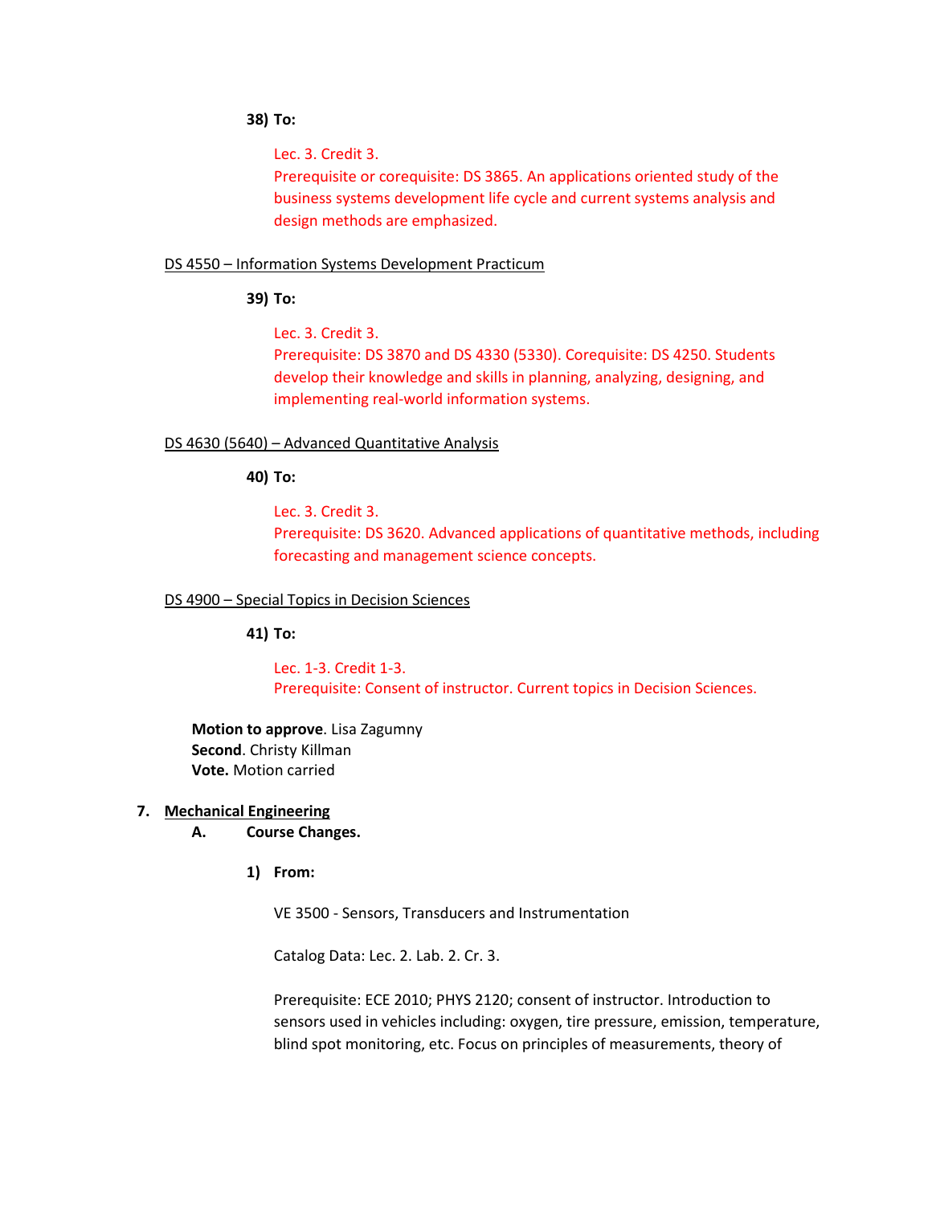**38) To:**

Lec. 3. Credit 3.
Prerequisite or corequisite: DS 3865. An applications oriented study of the business systems development life cycle and current systems analysis and design methods are emphasized.

DS 4550 – Information Systems Development Practicum

**39) To:**

Lec. 3. Credit 3.
Prerequisite: DS 3870 and DS 4330 (5330). Corequisite: DS 4250. Students develop their knowledge and skills in planning, analyzing, designing, and implementing real-world information systems.

DS 4630 (5640) – Advanced Quantitative Analysis

**40) To:**

Lec. 3. Credit 3.
Prerequisite: DS 3620. Advanced applications of quantitative methods, including forecasting and management science concepts.

DS 4900 – Special Topics in Decision Sciences

**41) To:**

Lec. 1-3. Credit 1-3.
Prerequisite: Consent of instructor. Current topics in Decision Sciences.

**Motion to approve**. Lisa Zagumny
**Second**. Christy Killman
**Vote.** Motion carried

**7. Mechanical Engineering**

**A. Course Changes.**

**1) From:**

VE 3500 - Sensors, Transducers and Instrumentation

Catalog Data: Lec. 2. Lab. 2. Cr. 3.

Prerequisite: ECE 2010; PHYS 2120; consent of instructor. Introduction to sensors used in vehicles including: oxygen, tire pressure, emission, temperature, blind spot monitoring, etc. Focus on principles of measurements, theory of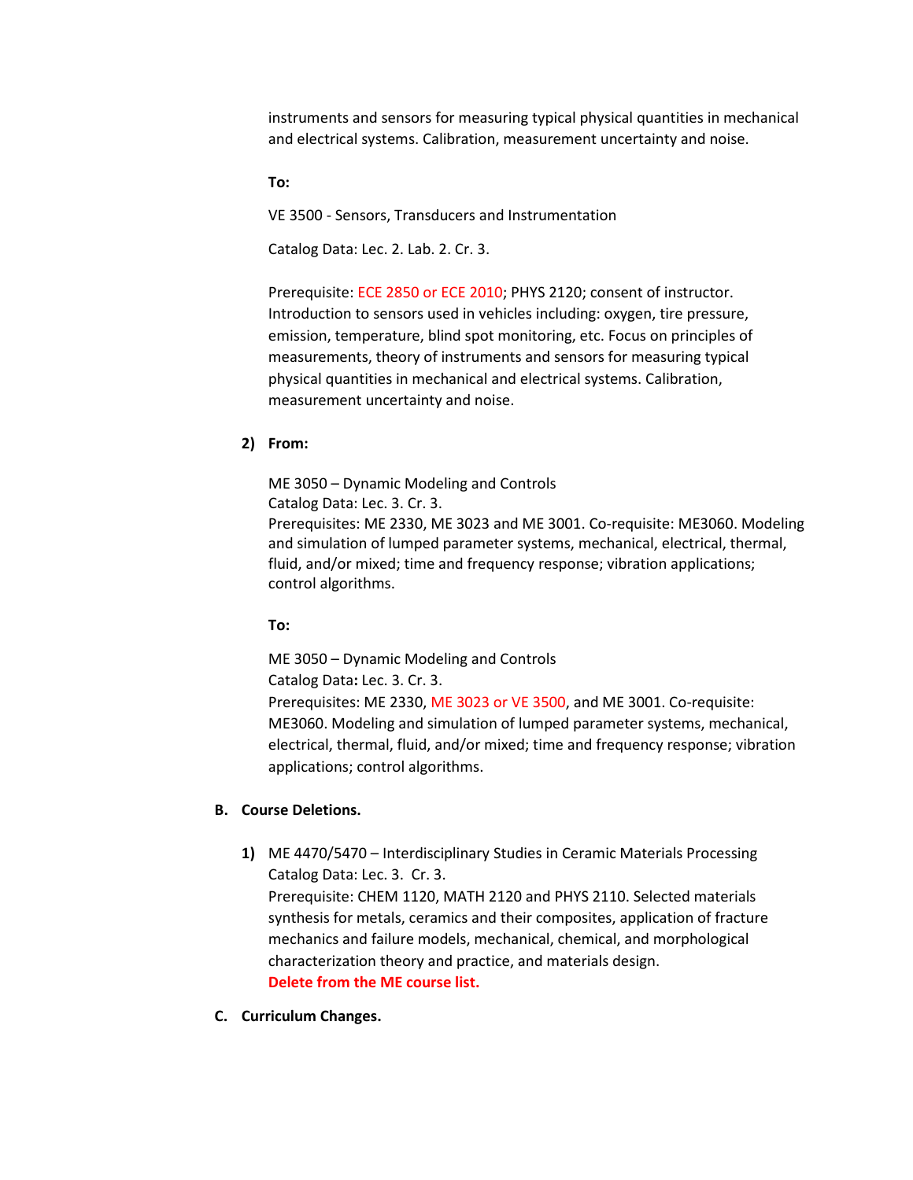instruments and sensors for measuring typical physical quantities in mechanical and electrical systems. Calibration, measurement uncertainty and noise.

**To:**

VE 3500 - Sensors, Transducers and Instrumentation

Catalog Data: Lec. 2. Lab. 2. Cr. 3.

Prerequisite: ECE 2850 or ECE 2010; PHYS 2120; consent of instructor. Introduction to sensors used in vehicles including: oxygen, tire pressure, emission, temperature, blind spot monitoring, etc. Focus on principles of measurements, theory of instruments and sensors for measuring typical physical quantities in mechanical and electrical systems. Calibration, measurement uncertainty and noise.

2) **From:**

ME 3050 – Dynamic Modeling and Controls
Catalog Data: Lec. 3. Cr. 3.
Prerequisites: ME 2330, ME 3023 and ME 3001. Co-requisite: ME3060. Modeling and simulation of lumped parameter systems, mechanical, electrical, thermal, fluid, and/or mixed; time and frequency response; vibration applications; control algorithms.

**To:**

ME 3050 – Dynamic Modeling and Controls
Catalog Data**:** Lec. 3. Cr. 3.
Prerequisites: ME 2330, ME 3023 or VE 3500, and ME 3001. Co-requisite: ME3060. Modeling and simulation of lumped parameter systems, mechanical, electrical, thermal, fluid, and/or mixed; time and frequency response; vibration applications; control algorithms.

**B. Course Deletions.**

1) ME 4470/5470 – Interdisciplinary Studies in Ceramic Materials Processing
Catalog Data: Lec. 3. Cr. 3.
Prerequisite: CHEM 1120, MATH 2120 and PHYS 2110. Selected materials synthesis for metals, ceramics and their composites, application of fracture mechanics and failure models, mechanical, chemical, and morphological characterization theory and practice, and materials design.
**Delete from the ME course list.**

**C. Curriculum Changes.**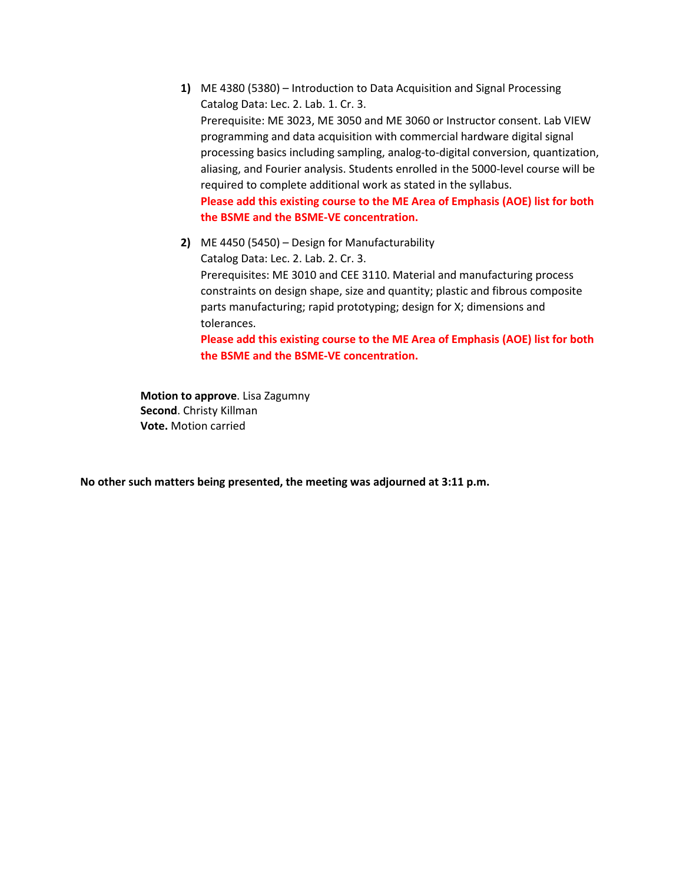1) ME 4380 (5380) – Introduction to Data Acquisition and Signal Processing
   Catalog Data: Lec. 2. Lab. 1. Cr. 3.
   Prerequisite: ME 3023, ME 3050 and ME 3060 or Instructor consent. Lab VIEW programming and data acquisition with commercial hardware digital signal processing basics including sampling, analog-to-digital conversion, quantization, aliasing, and Fourier analysis. Students enrolled in the 5000-level course will be required to complete additional work as stated in the syllabus.
   **Please add this existing course to the ME Area of Emphasis (AOE) list for both the BSME and the BSME-VE concentration.**

2) ME 4450 (5450) – Design for Manufacturability
   Catalog Data: Lec. 2. Lab. 2. Cr. 3.
   Prerequisites: ME 3010 and CEE 3110. Material and manufacturing process constraints on design shape, size and quantity; plastic and fibrous composite parts manufacturing; rapid prototyping; design for X; dimensions and tolerances.
   **Please add this existing course to the ME Area of Emphasis (AOE) list for both the BSME and the BSME-VE concentration.**

**Motion to approve**. Lisa Zagumny
**Second**. Christy Killman
**Vote.** Motion carried

**No other such matters being presented, the meeting was adjourned at 3:11 p.m.**